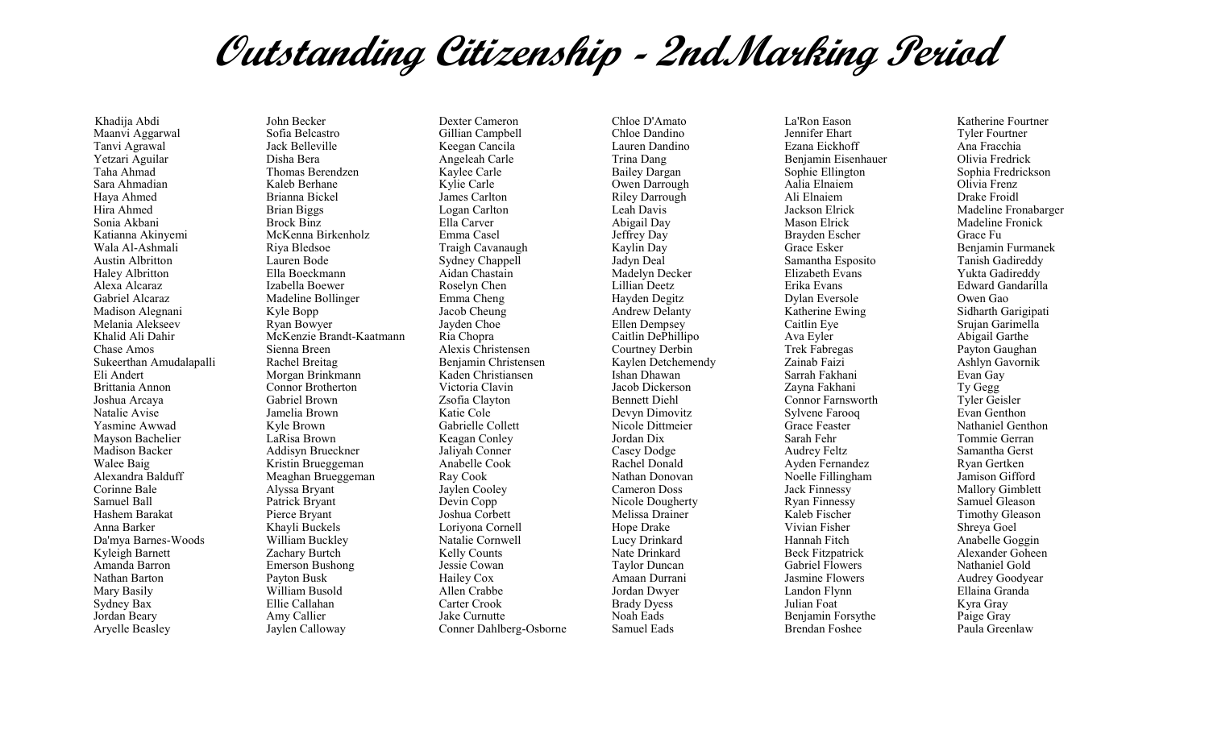# Outstanding Citizenship - 2ndMarking Period

Khadija Abdi
Maanvi Aggarwal
Tanvi Agrawal
Yetzari Aguilar
Taha Ahmad
Sara Ahmadian
Haya Ahmed
Hira Ahmed
Sonia Akbani
Katianna Akinyemi
Wala Al-Ashmali
Austin Albritton
Haley Albritton
Alexa Alcaraz
Gabriel Alcaraz
Madison Alegnani
Melania Alekseev
Khalid Ali Dahir
Chase Amos
Sukeerthan Amudalapalli
Eli Andert
Brittania Annon
Joshua Arcaya
Natalie Avise
Yasmine Awwad
Mayson Bachelier
Madison Backer
Walee Baig
Alexandra Balduff
Corinne Bale
Samuel Ball
Hashem Barakat
Anna Barker
Da'mya Barnes-Woods
Kyleigh Barnett
Amanda Barron
Nathan Barton
Mary Basily
Sydney Bax
Jordan Beary
Aryelle Beasley
John Becker
Sofia Belcastro
Jack Belleville
Disha Bera
Thomas Berendzen
Kaleb Berhane
Brianna Bickel
Brian Biggs
Brock Binz
McKenna Birkenholz
Riya Bledsoe
Lauren Bode
Ella Boeckmann
Izabella Boewer
Madeline Bollinger
Kyle Bopp
Ryan Bowyer
McKenzie Brandt-Kaatmann
Sienna Breen
Rachel Breitag
Morgan Brinkmann
Connor Brotherton
Gabriel Brown
Jamelia Brown
Kyle Brown
LaRisa Brown
Addisyn Brueckner
Kristin Brueggeman
Meaghan Brueggeman
Alyssa Bryant
Patrick Bryant
Pierce Bryant
Khayli Buckels
William Buckley
Zachary Burtch
Emerson Bushong
Payton Busk
William Busold
Ellie Callahan
Amy Callier
Jaylen Calloway
Dexter Cameron
Gillian Campbell
Keegan Cancila
Angeleah Carle
Kaylee Carle
Kylie Carle
James Carlton
Logan Carlton
Ella Carver
Emma Casel
Traigh Cavanaugh
Sydney Chappell
Aidan Chastain
Roselyn Chen
Emma Cheng
Jacob Cheung
Jayden Choe
Ria Chopra
Alexis Christensen
Benjamin Christensen
Kaden Christiansen
Victoria Clavin
Zsofia Clayton
Katie Cole
Gabrielle Collett
Keagan Conley
Jaliyah Conner
Anabelle Cook
Ray Cook
Jaylen Cooley
Devin Copp
Joshua Corbett
Loriyona Cornell
Natalie Cornwell
Kelly Counts
Jessie Cowan
Hailey Cox
Allen Crabbe
Carter Crook
Jake Curnutte
Conner Dahlberg-Osborne
Chloe D'Amato
Chloe Dandino
Lauren Dandino
Trina Dang
Bailey Dargan
Owen Darrough
Riley Darrough
Leah Davis
Abigail Day
Jeffrey Day
Kaylin Day
Jadyn Deal
Madelyn Decker
Lillian Deetz
Hayden Degitz
Andrew Delanty
Ellen Dempsey
Caitlin DePhillipo
Courtney Derbin
Kaylen Detchemendy
Ishan Dhawan
Jacob Dickerson
Bennett Diehl
Devyn Dimovitz
Nicole Dittmeier
Jordan Dix
Casey Dodge
Rachel Donald
Nathan Donovan
Cameron Doss
Nicole Dougherty
Melissa Drainer
Hope Drake
Lucy Drinkard
Nate Drinkard
Taylor Duncan
Amaan Durrani
Jordan Dwyer
Brady Dyess
Noah Eads
Samuel Eads
La'Ron Eason
Jennifer Ehart
Ezana Eickhoff
Benjamin Eisenhauer
Sophie Ellington
Aalia Elnaiem
Ali Elnaiem
Jackson Elrick
Mason Elrick
Brayden Escher
Grace Esker
Samantha Esposito
Elizabeth Evans
Erika Evans
Dylan Eversole
Katherine Ewing
Caitlin Eye
Ava Eyler
Trek Fabregas
Zainab Faizi
Sarrah Fakhani
Zayna Fakhani
Connor Farnsworth
Sylvene Farooq
Grace Feaster
Sarah Fehr
Audrey Feltz
Ayden Fernandez
Noelle Fillingham
Jack Finnessy
Ryan Finnessy
Kaleb Fischer
Vivian Fisher
Hannah Fitch
Beck Fitzpatrick
Gabriel Flowers
Jasmine Flowers
Landon Flynn
Julian Foat
Benjamin Forsythe
Brendan Foshee
Katherine Fourtner
Tyler Fourtner
Ana Fracchia
Olivia Fredrick
Sophia Fredrickson
Olivia Frenz
Drake Froidl
Madeline Fronabarger
Madeline Fronick
Grace Fu
Benjamin Furmanek
Tanish Gadireddy
Yukta Gadireddy
Edward Gandarilla
Owen Gao
Sidharth Garigipati
Srujan Garimella
Abigail Garthe
Payton Gaughan
Ashlyn Gavornik
Evan Gay
Ty Gegg
Tyler Geisler
Evan Genthon
Nathaniel Genthon
Tommie Gerran
Samantha Gerst
Ryan Gertken
Jamison Gifford
Mallory Gimblett
Samuel Gleason
Timothy Gleason
Shreya Goel
Anabelle Goggin
Alexander Goheen
Nathaniel Gold
Audrey Goodyear
Ellaina Granda
Kyra Gray
Paige Gray
Paula Greenlaw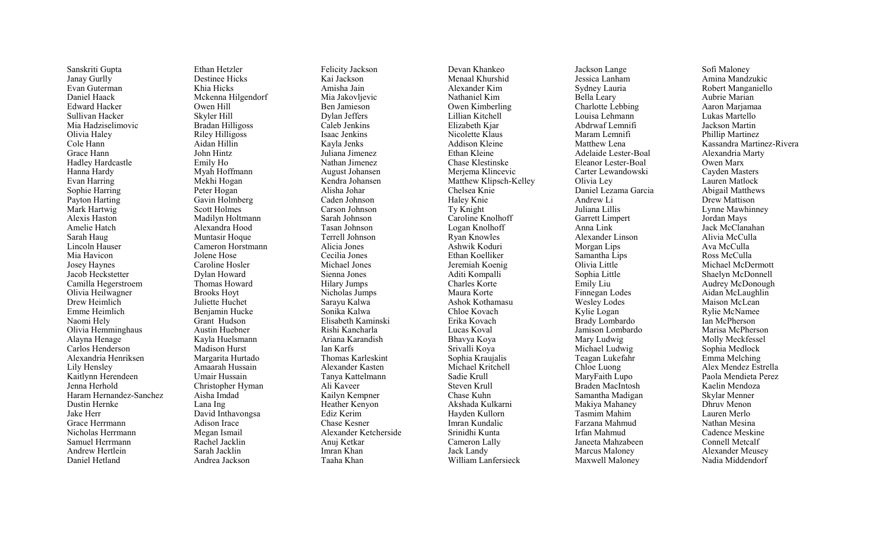Sanskriti Gupta
Janay Gurlly
Evan Guterman
Daniel Haack
Edward Hacker
Sullivan Hacker
Mia Hadziselimovic
Olivia Haley
Cole Hann
Grace Hann
Hadley Hardcastle
Hanna Hardy
Evan Harring
Sophie Harring
Payton Harting
Mark Hartwig
Alexis Haston
Amelie Hatch
Sarah Haug
Lincoln Hauser
Mia Havicon
Josey Haynes
Jacob Heckstetter
Camilla Hegerstroem
Olivia Heilwagner
Drew Heimlich
Emme Heimlich
Naomi Hely
Olivia Hemminghaus
Alayna Henage
Carlos Henderson
Alexandria Henriksen
Lily Hensley
Kaitlynn Herendeen
Jenna Herhold
Haram Hernandez-Sanchez
Dustin Hernke
Jake Herr
Grace Herrmann
Nicholas Herrmann
Samuel Herrmann
Andrew Hertlein
Daniel Hetland

Ethan Hetzler
Destinee Hicks
Khia Hicks
Mckenna Hilgendorf
Owen Hill
Skyler Hill
Bradan Hilligoss
Riley Hilligoss
Aidan Hillin
John Hintz
Emily Ho
Myah Hoffmann
Mekhi Hogan
Peter Hogan
Gavin Holmberg
Scott Holmes
Madilyn Holtmann
Alexandra Hood
Muntasir Hoque
Cameron Horstmann
Jolene Hose
Caroline Hosler
Dylan Howard
Thomas Howard
Brooks Hoyt
Juliette Huchet
Benjamin Hucke
Grant  Hudson
Austin Huebner
Kayla Huelsmann
Madison Hurst
Margarita Hurtado
Amaarah Hussain
Umair Hussain
Christopher Hyman
Aisha Imdad
Lana Ing
David Inthavongsa
Adison Irace
Megan Ismail
Rachel Jacklin
Sarah Jacklin
Andrea Jackson

Felicity Jackson
Kai Jackson
Amisha Jain
Mia Jakovljevic
Ben Jamieson
Dylan Jeffers
Caleb Jenkins
Isaac Jenkins
Kayla Jenks
Juliana Jimenez
Nathan Jimenez
August Johansen
Kendra Johansen
Alisha Johar
Caden Johnson
Carson Johnson
Sarah Johnson
Tasan Johnson
Terrell Johnson
Alicia Jones
Cecilia Jones
Michael Jones
Sienna Jones
Hilary Jumps
Nicholas Jumps
Sarayu Kalwa
Sonika Kalwa
Elisabeth Kaminski
Rishi Kancharla
Ariana Karandish
Ian Karfs
Thomas Karleskint
Alexander Kasten
Tanya Kattelmann
Ali Kaveer
Kailyn Kempner
Heather Kenyon
Ediz Kerim
Chase Kesner
Alexander Ketcherside
Anuj Ketkar
Imran Khan
Taaha Khan

Devan Khankeo
Menaal Khurshid
Alexander Kim
Nathaniel Kim
Owen Kimberling
Lillian Kitchell
Elizabeth Kjar
Nicolette Klaus
Addison Kleine
Ethan Kleine
Chase Klestinske
Merjema Klincevic
Matthew Klipsch-Kelley
Chelsea Knie
Haley Knie
Ty Knight
Caroline Knolhoff
Logan Knolhoff
Ryan Knowles
Ashwik Koduri
Ethan Koelliker
Jeremiah Koenig
Aditi Kompalli
Charles Korte
Maura Korte
Ashok Kothamasu
Chloe Kovach
Erika Kovach
Lucas Koval
Bhavya Koya
Srivalli Koya
Sophia Kraujalis
Michael Kritchell
Sadie Krull
Steven Krull
Chase Kuhn
Akshada Kulkarni
Hayden Kullorn
Imran Kundalic
Srinidhi Kunta
Cameron Lally
Jack Landy
William Lanfersieck

Jackson Lange
Jessica Lanham
Sydney Lauria
Bella Leary
Charlotte Lebbing
Louisa Lehmann
Abdrwaf Lemnifi
Maram Lemnifi
Matthew Lena
Adelaide Lester-Boal
Eleanor Lester-Boal
Carter Lewandowski
Olivia Ley
Daniel Lezama Garcia
Andrew Li
Juliana Lillis
Garrett Limpert
Anna Link
Alexander Linson
Morgan Lips
Samantha Lips
Olivia Little
Sophia Little
Emily Liu
Finnegan Lodes
Wesley Lodes
Kylie Logan
Brady Lombardo
Jamison Lombardo
Mary Ludwig
Michael Ludwig
Teagan Lukefahr
Chloe Luong
MaryFaith Lupo
Braden MacIntosh
Samantha Madigan
Makiya Mahaney
Tasmim Mahim
Farzana Mahmud
Irfan Mahmud
Janeeta Mahzabeen
Marcus Maloney
Maxwell Maloney

Sofi Maloney
Amina Mandzukic
Robert Manganiello
Aubrie Marian
Aaron Marjamaa
Lukas Martello
Jackson Martin
Phillip Martinez
Kassandra Martinez-Rivera
Alexandria Marty
Owen Marx
Cayden Masters
Lauren Matlock
Abigail Matthews
Drew Mattison
Lynne Mawhinney
Jordan Mays
Jack McClanahan
Alivia McCulla
Ava McCulla
Ross McCulla
Michael McDermott
Shaelyn McDonnell
Audrey McDonough
Aidan McLaughlin
Maison McLean
Rylie McNamee
Ian McPherson
Marisa McPherson
Molly Meckfessel
Sophia Medlock
Emma Melching
Alex Mendez Estrella
Paola Mendieta Perez
Kaelin Mendoza
Skylar Menner
Dhruv Menon
Lauren Merlo
Nathan Mesina
Cadence Meskine
Connell Metcalf
Alexander Meusey
Nadia Middendorf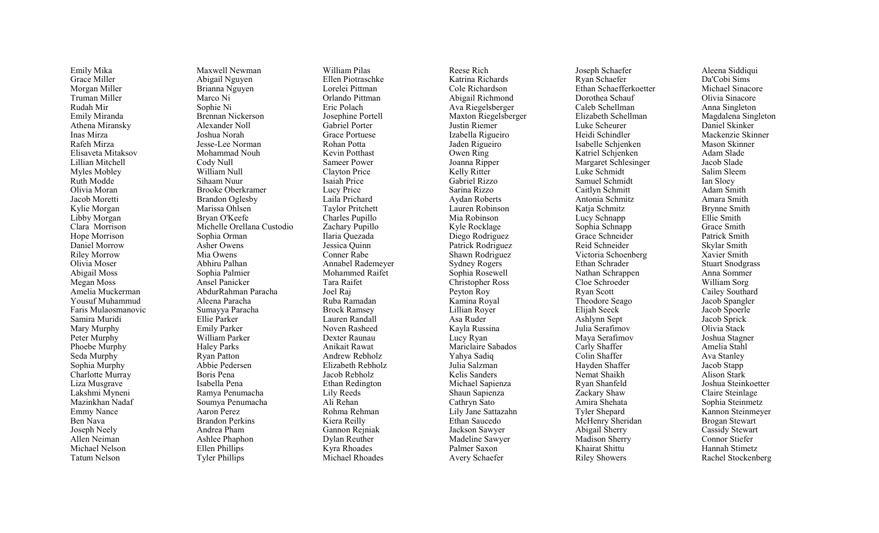Emily Mika
Grace Miller
Morgan Miller
Truman Miller
Rudah Mir
Emily Miranda
Athena Miransky
Inas Mirza
Rafeh Mirza
Elisaveta Mitaksov
Lillian Mitchell
Myles Mobley
Ruth Modde
Olivia Moran
Jacob Moretti
Kylie Morgan
Libby Morgan
Clara  Morrison
Hope Morrison
Daniel Morrow
Riley Morrow
Olivia Moser
Abigail Moss
Megan Moss
Amelia Muckerman
Yousuf Muhammud
Faris Mulaosmanovic
Samira Muridi
Mary Murphy
Peter Murphy
Phoebe Murphy
Seda Murphy
Sophia Murphy
Charlotte Murray
Liza Musgrave
Lakshmi Myneni
Mazinkhan Nadaf
Emmy Nance
Ben Nava
Joseph Neely
Allen Neiman
Michael Nelson
Tatum Nelson

Maxwell Newman
Abigail Nguyen
Brianna Nguyen
Marco Ni
Sophie Ni
Brennan Nickerson
Alexander Noll
Joshua Norah
Jesse-Lee Norman
Mohammad Nouh
Cody Null
William Null
Sihaam Nuur
Brooke Oberkramer
Brandon Oglesby
Marissa Ohlsen
Bryan O'Keefe
Michelle Orellana Custodio
Sophia Orman
Asher Owens
Mia Owens
Abhiru Palhan
Sophia Palmier
Ansel Panicker
AbdurRahman Paracha
Aleena Paracha
Sumayya Paracha
Ellie Parker
Emily Parker
William Parker
Haley Parks
Ryan Patton
Abbie Pedersen
Boris Pena
Isabella Pena
Ramya Penumacha
Soumya Penumacha
Aaron Perez
Brandon Perkins
Andrea Pham
Ashlee Phaphon
Ellen Phillips
Tyler Phillips

William Pilas
Ellen Piotraschke
Lorelei Pittman
Orlando Pittman
Eric Polach
Josephine Portell
Gabriel Porter
Grace Portuese
Rohan Potta
Kevin Potthast
Sameer Power
Clayton Price
Isaiah Price
Lucy Price
Laila Prichard
Taylor Pritchett
Charles Pupillo
Zachary Pupillo
Ilaria Quezada
Jessica Quinn
Conner Rabe
Annabel Rademeyer
Mohammed Raifet
Tara Raifet
Joel Raj
Ruba Ramadan
Brock Ramsey
Lauren Randall
Noven Rasheed
Dexter Raunau
Anikait Rawat
Andrew Rebholz
Elizabeth Rebholz
Jacob Rebholz
Ethan Redington
Lily Reeds
Ali Rehan
Rohma Rehman
Kiera Reilly
Gannon Rejniak
Dylan Reuther
Kyra Rhoades
Michael Rhoades

Reese Rich
Katrina Richards
Cole Richardson
Abigail Richmond
Ava Riegelsberger
Maxton Riegelsberger
Justin Riemer
Izabella Rigueiro
Jaden Rigueiro
Owen Ring
Joanna Ripper
Kelly Ritter
Gabriel Rizzo
Sarina Rizzo
Aydan Roberts
Lauren Robinson
Mia Robinson
Kyle Rocklage
Diego Rodriguez
Patrick Rodriguez
Shawn Rodriguez
Sydney Rogers
Sophia Rosewell
Christopher Ross
Peyton Roy
Kamina Royal
Lillian Royer
Asa Ruder
Kayla Russina
Lucy Ryan
Mariclaire Sabados
Yahya Sadiq
Julia Salzman
Kelis Sanders
Michael Sapienza
Shaun Sapienza
Cathryn Sato
Lily Jane Sattazahn
Ethan Saucedo
Jackson Sawyer
Madeline Sawyer
Palmer Saxon
Avery Schaefer

Joseph Schaefer
Ryan Schaefer
Ethan Schaefferkoetter
Dorothea Schauf
Caleb Schellman
Elizabeth Schellman
Luke Scheurer
Heidi Schindler
Isabelle Schjenken
Katriel Schjenken
Margaret Schlesinger
Luke Schmidt
Samuel Schmidt
Caitlyn Schmitt
Antonia Schmitz
Katja Schmitz
Lucy Schnapp
Sophia Schnapp
Grace Schneider
Reid Schneider
Victoria Schoenberg
Ethan Schrader
Nathan Schrappen
Cloe Schroeder
Ryan Scott
Theodore Seago
Elijah Seeck
Ashlynn Sept
Julia Serafimov
Maya Serafimov
Carly Shaffer
Colin Shaffer
Hayden Shaffer
Nemat Shaikh
Ryan Shanfeld
Zackary Shaw
Amira Shehata
Tyler Shepard
McHenry Sheridan
Abigail Sherry
Madison Sherry
Khairat Shittu
Riley Showers

Aleena Siddiqui
Da'Cobi Sims
Michael Sinacore
Olivia Sinacore
Anna Singleton
Magdalena Singleton
Daniel Skinker
Mackenzie Skinner
Mason Skinner
Adam Slade
Jacob Slade
Salim Sleem
Ian Sloey
Adam Smith
Amara Smith
Brynne Smith
Ellie Smith
Grace Smith
Patrick Smith
Skylar Smith
Xavier Smith
Stuart Snodgrass
Anna Sommer
William Sorg
Cailey Southard
Jacob Spangler
Jacob Spoerle
Jacob Sprick
Olivia Stack
Joshua Stagner
Amelia Stahl
Ava Stanley
Jacob Stapp
Alison Stark
Joshua Steinkoetter
Claire Steinlage
Sophia Steinmetz
Kannon Steinmeyer
Brogan Stewart
Cassidy Stewart
Connor Stiefer
Hannah Stimetz
Rachel Stockenberg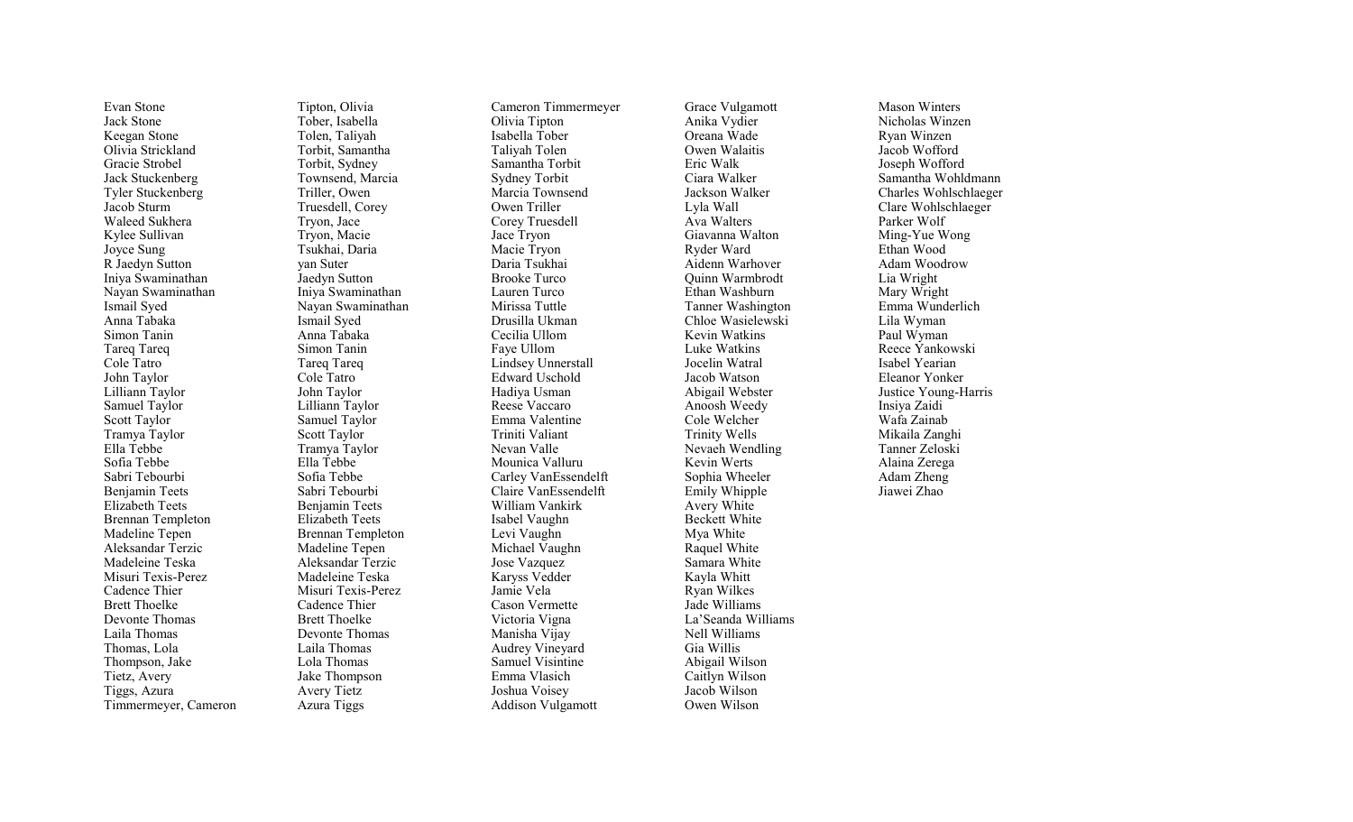Evan Stone
Jack Stone
Keegan Stone
Olivia Strickland
Gracie Strobel
Jack Stuckenberg
Tyler Stuckenberg
Jacob Sturm
Waleed Sukhera
Kylee Sullivan
Joyce Sung
R Jaedyn Sutton
Iniya Swaminathan
Nayan Swaminathan
Ismail Syed
Anna Tabaka
Simon Tanin
Tareq Tareq
Cole Tatro
John Taylor
Lilliann Taylor
Samuel Taylor
Scott Taylor
Tramya Taylor
Ella Tebbe
Sofia Tebbe
Sabri Tebourbi
Benjamin Teets
Elizabeth Teets
Brennan Templeton
Madeline Tepen
Aleksandar Terzic
Madeleine Teska
Misuri Texis-Perez
Cadence Thier
Brett Thoelke
Devonte Thomas
Laila Thomas
Thomas, Lola
Thompson, Jake
Tietz, Avery
Tiggs, Azura
Timmermeyer, Cameron

Tipton, Olivia
Tober, Isabella
Tolen, Taliyah
Torbit, Samantha
Torbit, Sydney
Townsend, Marcia
Triller, Owen
Truesdell, Corey
Tryon, Jace
Tryon, Macie
Tsukhai, Daria
yan Suter
Jaedyn Sutton
Iniya Swaminathan
Nayan Swaminathan
Ismail Syed
Anna Tabaka
Simon Tanin
Tareq Tareq
Cole Tatro
John Taylor
Lilliann Taylor
Samuel Taylor
Scott Taylor
Tramya Taylor
Ella Tebbe
Sofia Tebbe
Sabri Tebourbi
Benjamin Teets
Elizabeth Teets
Brennan Templeton
Madeline Tepen
Aleksandar Terzic
Madeleine Teska
Misuri Texis-Perez
Cadence Thier
Brett Thoelke
Devonte Thomas
Laila Thomas
Lola Thomas
Jake Thompson
Avery Tietz
Azura Tiggs

Cameron Timmermeyer
Olivia Tipton
Isabella Tober
Taliyah Tolen
Samantha Torbit
Sydney Torbit
Marcia Townsend
Owen Triller
Corey Truesdell
Jace Tryon
Macie Tryon
Daria Tsukhai
Brooke Turco
Lauren Turco
Mirissa Tuttle
Drusilla Ukman
Cecilia Ullom
Faye Ullom
Lindsey Unnerstall
Edward Uschold
Hadiya Usman
Reese Vaccaro
Emma Valentine
Triniti Valiant
Nevan Valle
Mounica Valluru
Carley VanEssendelft
Claire VanEssendelft
William Vankirk
Isabel Vaughn
Levi Vaughn
Michael Vaughn
Jose Vazquez
Karyss Vedder
Jamie Vela
Cason Vermette
Victoria Vigna
Manisha Vijay
Audrey Vineyard
Samuel Visintine
Emma Vlasich
Joshua Voisey
Addison Vulgamott

Grace Vulgamott
Anika Vydier
Oreana Wade
Owen Walaitis
Eric Walk
Ciara Walker
Jackson Walker
Lyla Wall
Ava Walters
Giavanna Walton
Ryder Ward
Aidenn Warhover
Quinn Warmbrodt
Ethan Washburn
Tanner Washington
Chloe Wasielewski
Kevin Watkins
Luke Watkins
Jocelin Watral
Jacob Watson
Abigail Webster
Anoosh Weedy
Cole Welcher
Trinity Wells
Nevaeh Wendling
Kevin Werts
Sophia Wheeler
Emily Whipple
Avery White
Beckett White
Mya White
Raquel White
Samara White
Kayla Whitt
Ryan Wilkes
Jade Williams
La'Seanda Williams
Nell Williams
Gia Willis
Abigail Wilson
Caitlyn Wilson
Jacob Wilson
Owen Wilson

Mason Winters
Nicholas Winzen
Ryan Winzen
Jacob Wofford
Joseph Wofford
Samantha Wohldmann
Charles Wohlschlaeger
Clare Wohlschlaeger
Parker Wolf
Ming-Yue Wong
Ethan Wood
Adam Woodrow
Lia Wright
Mary Wright
Emma Wunderlich
Lila Wyman
Paul Wyman
Reece Yankowski
Isabel Yearian
Eleanor Yonker
Justice Young-Harris
Insiya Zaidi
Wafa Zainab
Mikaila Zanghi
Tanner Zeloski
Alaina Zerega
Adam Zheng
Jiawei Zhao